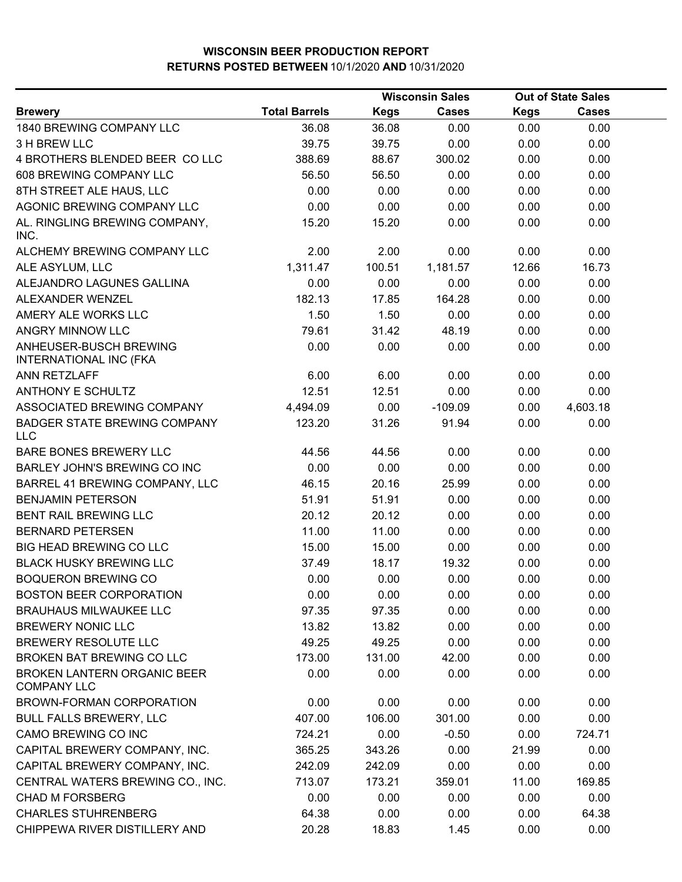# WISCONSIN BEER PRODUCTION REPORT
## RETURNS POSTED BETWEEN 10/1/2020 AND 10/31/2020

| Brewery | Total Barrels | Wisconsin Sales | | Out of State Sales | |
|---|---|---|---|---|---|
| | | Kegs | Cases | Kegs | Cases |
| 1840 BREWING COMPANY LLC | 36.08 | 36.08 | 0.00 | 0.00 | 0.00 |
| 3 H BREW LLC | 39.75 | 39.75 | 0.00 | 0.00 | 0.00 |
| 4 BROTHERS BLENDED BEER CO LLC | 388.69 | 88.67 | 300.02 | 0.00 | 0.00 |
| 608 BREWING COMPANY LLC | 56.50 | 56.50 | 0.00 | 0.00 | 0.00 |
| 8TH STREET ALE HAUS, LLC | 0.00 | 0.00 | 0.00 | 0.00 | 0.00 |
| AGONIC BREWING COMPANY LLC | 0.00 | 0.00 | 0.00 | 0.00 | 0.00 |
| AL. RINGLING BREWING COMPANY, INC. | 15.20 | 15.20 | 0.00 | 0.00 | 0.00 |
| ALCHEMY BREWING COMPANY LLC | 2.00 | 2.00 | 0.00 | 0.00 | 0.00 |
| ALE ASYLUM, LLC | 1,311.47 | 100.51 | 1,181.57 | 12.66 | 16.73 |
| ALEJANDRO LAGUNES GALLINA | 0.00 | 0.00 | 0.00 | 0.00 | 0.00 |
| ALEXANDER WENZEL | 182.13 | 17.85 | 164.28 | 0.00 | 0.00 |
| AMERY ALE WORKS LLC | 1.50 | 1.50 | 0.00 | 0.00 | 0.00 |
| ANGRY MINNOW LLC | 79.61 | 31.42 | 48.19 | 0.00 | 0.00 |
| ANHEUSER-BUSCH BREWING INTERNATIONAL INC (FKA | 0.00 | 0.00 | 0.00 | 0.00 | 0.00 |
| ANN RETZLAFF | 6.00 | 6.00 | 0.00 | 0.00 | 0.00 |
| ANTHONY E SCHULTZ | 12.51 | 12.51 | 0.00 | 0.00 | 0.00 |
| ASSOCIATED BREWING COMPANY | 4,494.09 | 0.00 | -109.09 | 0.00 | 4,603.18 |
| BADGER STATE BREWING COMPANY LLC | 123.20 | 31.26 | 91.94 | 0.00 | 0.00 |
| BARE BONES BREWERY LLC | 44.56 | 44.56 | 0.00 | 0.00 | 0.00 |
| BARLEY JOHN'S BREWING CO INC | 0.00 | 0.00 | 0.00 | 0.00 | 0.00 |
| BARREL 41 BREWING COMPANY, LLC | 46.15 | 20.16 | 25.99 | 0.00 | 0.00 |
| BENJAMIN PETERSON | 51.91 | 51.91 | 0.00 | 0.00 | 0.00 |
| BENT RAIL BREWING LLC | 20.12 | 20.12 | 0.00 | 0.00 | 0.00 |
| BERNARD PETERSEN | 11.00 | 11.00 | 0.00 | 0.00 | 0.00 |
| BIG HEAD BREWING CO LLC | 15.00 | 15.00 | 0.00 | 0.00 | 0.00 |
| BLACK HUSKY BREWING LLC | 37.49 | 18.17 | 19.32 | 0.00 | 0.00 |
| BOQUERON BREWING CO | 0.00 | 0.00 | 0.00 | 0.00 | 0.00 |
| BOSTON BEER CORPORATION | 0.00 | 0.00 | 0.00 | 0.00 | 0.00 |
| BRAUHAUS MILWAUKEE LLC | 97.35 | 97.35 | 0.00 | 0.00 | 0.00 |
| BREWERY NONIC LLC | 13.82 | 13.82 | 0.00 | 0.00 | 0.00 |
| BREWERY RESOLUTE LLC | 49.25 | 49.25 | 0.00 | 0.00 | 0.00 |
| BROKEN BAT BREWING CO LLC | 173.00 | 131.00 | 42.00 | 0.00 | 0.00 |
| BROKEN LANTERN ORGANIC BEER COMPANY LLC | 0.00 | 0.00 | 0.00 | 0.00 | 0.00 |
| BROWN-FORMAN CORPORATION | 0.00 | 0.00 | 0.00 | 0.00 | 0.00 |
| BULL FALLS BREWERY, LLC | 407.00 | 106.00 | 301.00 | 0.00 | 0.00 |
| CAMO BREWING CO INC | 724.21 | 0.00 | -0.50 | 0.00 | 724.71 |
| CAPITAL BREWERY COMPANY, INC. | 365.25 | 343.26 | 0.00 | 21.99 | 0.00 |
| CAPITAL BREWERY COMPANY, INC. | 242.09 | 242.09 | 0.00 | 0.00 | 0.00 |
| CENTRAL WATERS BREWING CO., INC. | 713.07 | 173.21 | 359.01 | 11.00 | 169.85 |
| CHAD M FORSBERG | 0.00 | 0.00 | 0.00 | 0.00 | 0.00 |
| CHARLES STUHRENBERG | 64.38 | 0.00 | 0.00 | 0.00 | 64.38 |
| CHIPPEWA RIVER DISTILLERY AND | 20.28 | 18.83 | 1.45 | 0.00 | 0.00 |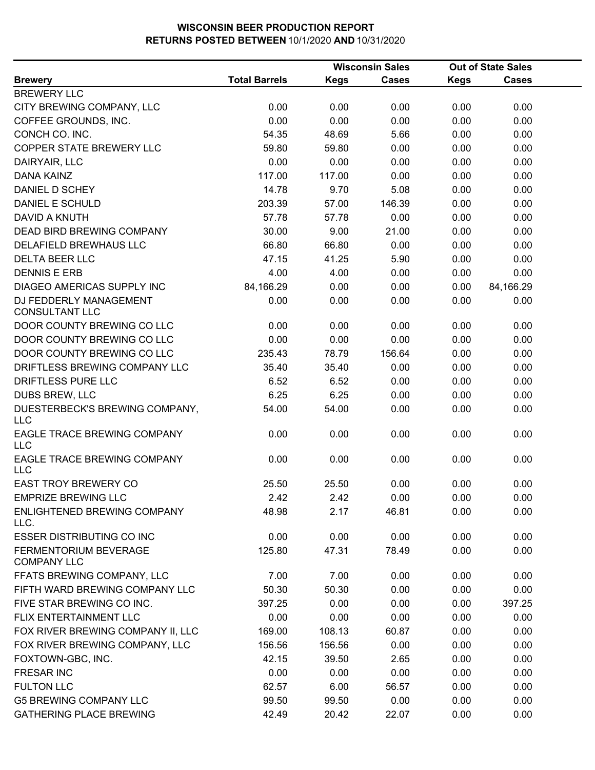# WISCONSIN BEER PRODUCTION REPORT
## RETURNS POSTED BETWEEN 10/1/2020 AND 10/31/2020

| Brewery | Total Barrels | Wisconsin Sales Kegs | Wisconsin Sales Cases | Out of State Sales Kegs | Out of State Sales Cases |
|---|---|---|---|---|---|
| BREWERY LLC | | | | | |
| CITY BREWING COMPANY, LLC | 0.00 | 0.00 | 0.00 | 0.00 | 0.00 |
| COFFEE GROUNDS, INC. | 0.00 | 0.00 | 0.00 | 0.00 | 0.00 |
| CONCH CO. INC. | 54.35 | 48.69 | 5.66 | 0.00 | 0.00 |
| COPPER STATE BREWERY LLC | 59.80 | 59.80 | 0.00 | 0.00 | 0.00 |
| DAIRYAIR, LLC | 0.00 | 0.00 | 0.00 | 0.00 | 0.00 |
| DANA KAINZ | 117.00 | 117.00 | 0.00 | 0.00 | 0.00 |
| DANIEL D SCHEY | 14.78 | 9.70 | 5.08 | 0.00 | 0.00 |
| DANIEL E SCHULD | 203.39 | 57.00 | 146.39 | 0.00 | 0.00 |
| DAVID A KNUTH | 57.78 | 57.78 | 0.00 | 0.00 | 0.00 |
| DEAD BIRD BREWING COMPANY | 30.00 | 9.00 | 21.00 | 0.00 | 0.00 |
| DELAFIELD BREWHAUS LLC | 66.80 | 66.80 | 0.00 | 0.00 | 0.00 |
| DELTA BEER LLC | 47.15 | 41.25 | 5.90 | 0.00 | 0.00 |
| DENNIS E ERB | 4.00 | 4.00 | 0.00 | 0.00 | 0.00 |
| DIAGEO AMERICAS SUPPLY INC | 84,166.29 | 0.00 | 0.00 | 0.00 | 84,166.29 |
| DJ FEDDERLY MANAGEMENT CONSULTANT LLC | 0.00 | 0.00 | 0.00 | 0.00 | 0.00 |
| DOOR COUNTY BREWING CO LLC | 0.00 | 0.00 | 0.00 | 0.00 | 0.00 |
| DOOR COUNTY BREWING CO LLC | 0.00 | 0.00 | 0.00 | 0.00 | 0.00 |
| DOOR COUNTY BREWING CO LLC | 235.43 | 78.79 | 156.64 | 0.00 | 0.00 |
| DRIFTLESS BREWING COMPANY LLC | 35.40 | 35.40 | 0.00 | 0.00 | 0.00 |
| DRIFTLESS PURE LLC | 6.52 | 6.52 | 0.00 | 0.00 | 0.00 |
| DUBS BREW, LLC | 6.25 | 6.25 | 0.00 | 0.00 | 0.00 |
| DUESTERBECK'S BREWING COMPANY, LLC | 54.00 | 54.00 | 0.00 | 0.00 | 0.00 |
| EAGLE TRACE BREWING COMPANY LLC | 0.00 | 0.00 | 0.00 | 0.00 | 0.00 |
| EAGLE TRACE BREWING COMPANY LLC | 0.00 | 0.00 | 0.00 | 0.00 | 0.00 |
| EAST TROY BREWERY CO | 25.50 | 25.50 | 0.00 | 0.00 | 0.00 |
| EMPRIZE BREWING LLC | 2.42 | 2.42 | 0.00 | 0.00 | 0.00 |
| ENLIGHTENED BREWING COMPANY LLC. | 48.98 | 2.17 | 46.81 | 0.00 | 0.00 |
| ESSER DISTRIBUTING CO INC | 0.00 | 0.00 | 0.00 | 0.00 | 0.00 |
| FERMENTORIUM BEVERAGE COMPANY LLC | 125.80 | 47.31 | 78.49 | 0.00 | 0.00 |
| FFATS BREWING COMPANY, LLC | 7.00 | 7.00 | 0.00 | 0.00 | 0.00 |
| FIFTH WARD BREWING COMPANY LLC | 50.30 | 50.30 | 0.00 | 0.00 | 0.00 |
| FIVE STAR BREWING CO INC. | 397.25 | 0.00 | 0.00 | 0.00 | 397.25 |
| FLIX ENTERTAINMENT LLC | 0.00 | 0.00 | 0.00 | 0.00 | 0.00 |
| FOX RIVER BREWING COMPANY II, LLC | 169.00 | 108.13 | 60.87 | 0.00 | 0.00 |
| FOX RIVER BREWING COMPANY, LLC | 156.56 | 156.56 | 0.00 | 0.00 | 0.00 |
| FOXTOWN-GBC, INC. | 42.15 | 39.50 | 2.65 | 0.00 | 0.00 |
| FRESAR INC | 0.00 | 0.00 | 0.00 | 0.00 | 0.00 |
| FULTON LLC | 62.57 | 6.00 | 56.57 | 0.00 | 0.00 |
| G5 BREWING COMPANY LLC | 99.50 | 99.50 | 0.00 | 0.00 | 0.00 |
| GATHERING PLACE BREWING | 42.49 | 20.42 | 22.07 | 0.00 | 0.00 |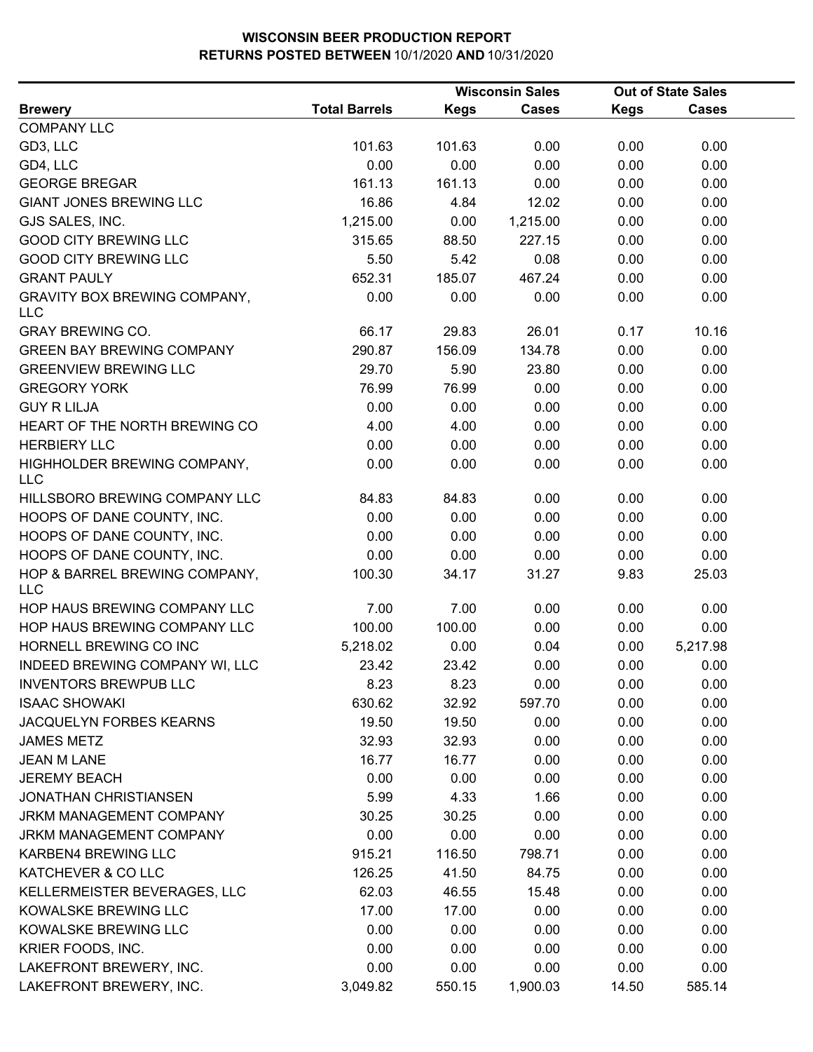# WISCONSIN BEER PRODUCTION REPORT

**RETURNS POSTED BETWEEN** 10/1/2020 **AND** 10/31/2020

| | | Wisconsin Sales | | Out of State Sales | |
|---|---|---|---|---|---|
| **Brewery** | **Total Barrels** | **Kegs** | **Cases** | **Kegs** | **Cases** |
| COMPANY LLC | | | | | |
| GD3, LLC | 101.63 | 101.63 | 0.00 | 0.00 | 0.00 |
| GD4, LLC | 0.00 | 0.00 | 0.00 | 0.00 | 0.00 |
| GEORGE BREGAR | 161.13 | 161.13 | 0.00 | 0.00 | 0.00 |
| GIANT JONES BREWING LLC | 16.86 | 4.84 | 12.02 | 0.00 | 0.00 |
| GJS SALES, INC. | 1,215.00 | 0.00 | 1,215.00 | 0.00 | 0.00 |
| GOOD CITY BREWING LLC | 315.65 | 88.50 | 227.15 | 0.00 | 0.00 |
| GOOD CITY BREWING LLC | 5.50 | 5.42 | 0.08 | 0.00 | 0.00 |
| GRANT PAULY | 652.31 | 185.07 | 467.24 | 0.00 | 0.00 |
| GRAVITY BOX BREWING COMPANY, LLC | 0.00 | 0.00 | 0.00 | 0.00 | 0.00 |
| GRAY BREWING CO. | 66.17 | 29.83 | 26.01 | 0.17 | 10.16 |
| GREEN BAY BREWING COMPANY | 290.87 | 156.09 | 134.78 | 0.00 | 0.00 |
| GREENVIEW BREWING LLC | 29.70 | 5.90 | 23.80 | 0.00 | 0.00 |
| GREGORY YORK | 76.99 | 76.99 | 0.00 | 0.00 | 0.00 |
| GUY R LILJA | 0.00 | 0.00 | 0.00 | 0.00 | 0.00 |
| HEART OF THE NORTH BREWING CO | 4.00 | 4.00 | 0.00 | 0.00 | 0.00 |
| HERBIERY LLC | 0.00 | 0.00 | 0.00 | 0.00 | 0.00 |
| HIGHHOLDER BREWING COMPANY, LLC | 0.00 | 0.00 | 0.00 | 0.00 | 0.00 |
| HILLSBORO BREWING COMPANY LLC | 84.83 | 84.83 | 0.00 | 0.00 | 0.00 |
| HOOPS OF DANE COUNTY, INC. | 0.00 | 0.00 | 0.00 | 0.00 | 0.00 |
| HOOPS OF DANE COUNTY, INC. | 0.00 | 0.00 | 0.00 | 0.00 | 0.00 |
| HOOPS OF DANE COUNTY, INC. | 0.00 | 0.00 | 0.00 | 0.00 | 0.00 |
| HOP & BARREL BREWING COMPANY, LLC | 100.30 | 34.17 | 31.27 | 9.83 | 25.03 |
| HOP HAUS BREWING COMPANY LLC | 7.00 | 7.00 | 0.00 | 0.00 | 0.00 |
| HOP HAUS BREWING COMPANY LLC | 100.00 | 100.00 | 0.00 | 0.00 | 0.00 |
| HORNELL BREWING CO INC | 5,218.02 | 0.00 | 0.04 | 0.00 | 5,217.98 |
| INDEED BREWING COMPANY WI, LLC | 23.42 | 23.42 | 0.00 | 0.00 | 0.00 |
| INVENTORS BREWPUB LLC | 8.23 | 8.23 | 0.00 | 0.00 | 0.00 |
| ISAAC SHOWAKI | 630.62 | 32.92 | 597.70 | 0.00 | 0.00 |
| JACQUELYN FORBES KEARNS | 19.50 | 19.50 | 0.00 | 0.00 | 0.00 |
| JAMES METZ | 32.93 | 32.93 | 0.00 | 0.00 | 0.00 |
| JEAN M LANE | 16.77 | 16.77 | 0.00 | 0.00 | 0.00 |
| JEREMY BEACH | 0.00 | 0.00 | 0.00 | 0.00 | 0.00 |
| JONATHAN CHRISTIANSEN | 5.99 | 4.33 | 1.66 | 0.00 | 0.00 |
| JRKM MANAGEMENT COMPANY | 30.25 | 30.25 | 0.00 | 0.00 | 0.00 |
| JRKM MANAGEMENT COMPANY | 0.00 | 0.00 | 0.00 | 0.00 | 0.00 |
| KARBEN4 BREWING LLC | 915.21 | 116.50 | 798.71 | 0.00 | 0.00 |
| KATCHEVER & CO LLC | 126.25 | 41.50 | 84.75 | 0.00 | 0.00 |
| KELLERMEISTER BEVERAGES, LLC | 62.03 | 46.55 | 15.48 | 0.00 | 0.00 |
| KOWALSKE BREWING LLC | 17.00 | 17.00 | 0.00 | 0.00 | 0.00 |
| KOWALSKE BREWING LLC | 0.00 | 0.00 | 0.00 | 0.00 | 0.00 |
| KRIER FOODS, INC. | 0.00 | 0.00 | 0.00 | 0.00 | 0.00 |
| LAKEFRONT BREWERY, INC. | 0.00 | 0.00 | 0.00 | 0.00 | 0.00 |
| LAKEFRONT BREWERY, INC. | 3,049.82 | 550.15 | 1,900.03 | 14.50 | 585.14 |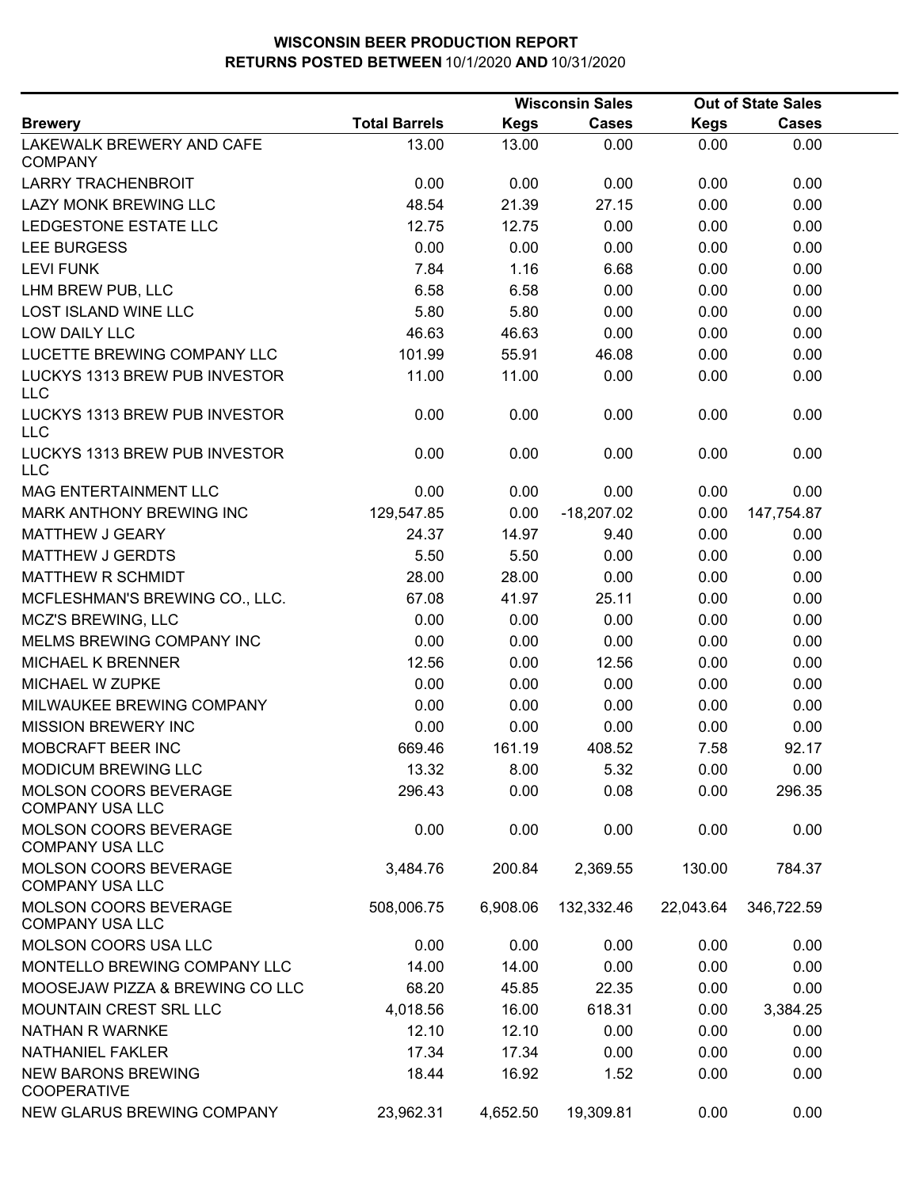# WISCONSIN BEER PRODUCTION REPORT

**RETURNS POSTED BETWEEN** 10/1/2020 **AND** 10/31/2020

| | | Wisconsin Sales | | Out of State Sales | |
|---|---|---|---|---|---|
| **Brewery** | **Total Barrels** | **Kegs** | **Cases** | **Kegs** | **Cases** |
| LAKEWALK BREWERY AND CAFE COMPANY | 13.00 | 13.00 | 0.00 | 0.00 | 0.00 |
| LARRY TRACHENBROIT | 0.00 | 0.00 | 0.00 | 0.00 | 0.00 |
| LAZY MONK BREWING LLC | 48.54 | 21.39 | 27.15 | 0.00 | 0.00 |
| LEDGESTONE ESTATE LLC | 12.75 | 12.75 | 0.00 | 0.00 | 0.00 |
| LEE BURGESS | 0.00 | 0.00 | 0.00 | 0.00 | 0.00 |
| LEVI FUNK | 7.84 | 1.16 | 6.68 | 0.00 | 0.00 |
| LHM BREW PUB, LLC | 6.58 | 6.58 | 0.00 | 0.00 | 0.00 |
| LOST ISLAND WINE LLC | 5.80 | 5.80 | 0.00 | 0.00 | 0.00 |
| LOW DAILY LLC | 46.63 | 46.63 | 0.00 | 0.00 | 0.00 |
| LUCETTE BREWING COMPANY LLC | 101.99 | 55.91 | 46.08 | 0.00 | 0.00 |
| LUCKYS 1313 BREW PUB INVESTOR LLC | 11.00 | 11.00 | 0.00 | 0.00 | 0.00 |
| LUCKYS 1313 BREW PUB INVESTOR LLC | 0.00 | 0.00 | 0.00 | 0.00 | 0.00 |
| LUCKYS 1313 BREW PUB INVESTOR LLC | 0.00 | 0.00 | 0.00 | 0.00 | 0.00 |
| MAG ENTERTAINMENT LLC | 0.00 | 0.00 | 0.00 | 0.00 | 0.00 |
| MARK ANTHONY BREWING INC | 129,547.85 | 0.00 | -18,207.02 | 0.00 | 147,754.87 |
| MATTHEW J GEARY | 24.37 | 14.97 | 9.40 | 0.00 | 0.00 |
| MATTHEW J GERDTS | 5.50 | 5.50 | 0.00 | 0.00 | 0.00 |
| MATTHEW R SCHMIDT | 28.00 | 28.00 | 0.00 | 0.00 | 0.00 |
| MCFLESHMAN'S BREWING CO., LLC. | 67.08 | 41.97 | 25.11 | 0.00 | 0.00 |
| MCZ'S BREWING, LLC | 0.00 | 0.00 | 0.00 | 0.00 | 0.00 |
| MELMS BREWING COMPANY INC | 0.00 | 0.00 | 0.00 | 0.00 | 0.00 |
| MICHAEL K BRENNER | 12.56 | 0.00 | 12.56 | 0.00 | 0.00 |
| MICHAEL W ZUPKE | 0.00 | 0.00 | 0.00 | 0.00 | 0.00 |
| MILWAUKEE BREWING COMPANY | 0.00 | 0.00 | 0.00 | 0.00 | 0.00 |
| MISSION BREWERY INC | 0.00 | 0.00 | 0.00 | 0.00 | 0.00 |
| MOBCRAFT BEER INC | 669.46 | 161.19 | 408.52 | 7.58 | 92.17 |
| MODICUM BREWING LLC | 13.32 | 8.00 | 5.32 | 0.00 | 0.00 |
| MOLSON COORS BEVERAGE COMPANY USA LLC | 296.43 | 0.00 | 0.08 | 0.00 | 296.35 |
| MOLSON COORS BEVERAGE COMPANY USA LLC | 0.00 | 0.00 | 0.00 | 0.00 | 0.00 |
| MOLSON COORS BEVERAGE COMPANY USA LLC | 3,484.76 | 200.84 | 2,369.55 | 130.00 | 784.37 |
| MOLSON COORS BEVERAGE COMPANY USA LLC | 508,006.75 | 6,908.06 | 132,332.46 | 22,043.64 | 346,722.59 |
| MOLSON COORS USA LLC | 0.00 | 0.00 | 0.00 | 0.00 | 0.00 |
| MONTELLO BREWING COMPANY LLC | 14.00 | 14.00 | 0.00 | 0.00 | 0.00 |
| MOOSEJAW PIZZA & BREWING CO LLC | 68.20 | 45.85 | 22.35 | 0.00 | 0.00 |
| MOUNTAIN CREST SRL LLC | 4,018.56 | 16.00 | 618.31 | 0.00 | 3,384.25 |
| NATHAN R WARNKE | 12.10 | 12.10 | 0.00 | 0.00 | 0.00 |
| NATHANIEL FAKLER | 17.34 | 17.34 | 0.00 | 0.00 | 0.00 |
| NEW BARONS BREWING COOPERATIVE | 18.44 | 16.92 | 1.52 | 0.00 | 0.00 |
| NEW GLARUS BREWING COMPANY | 23,962.31 | 4,652.50 | 19,309.81 | 0.00 | 0.00 |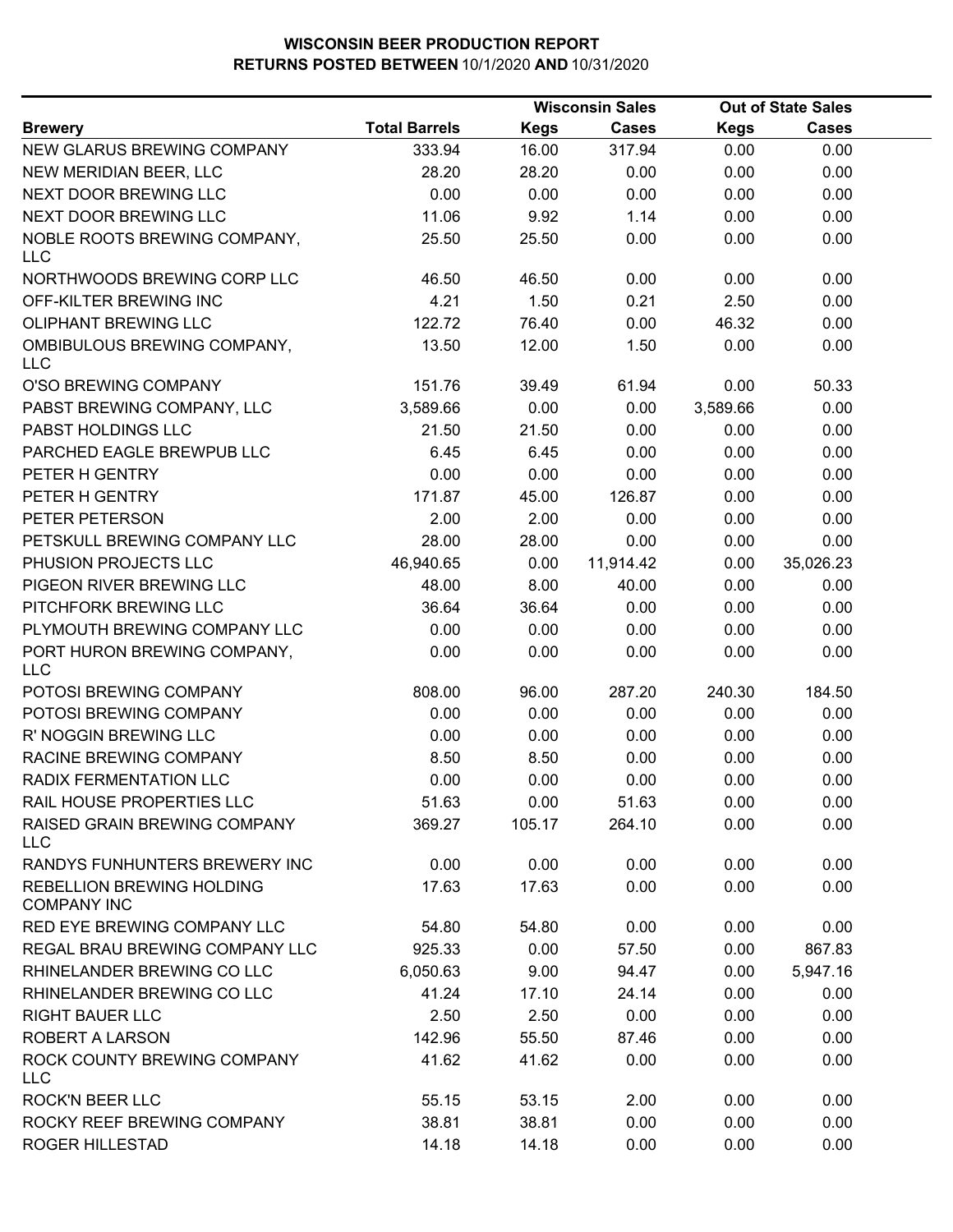# WISCONSIN BEER PRODUCTION REPORT
## RETURNS POSTED BETWEEN 10/1/2020 AND 10/31/2020

| Brewery | Total Barrels | Wisconsin Sales Kegs | Wisconsin Sales Cases | Out of State Sales Kegs | Out of State Sales Cases |
|---|---|---|---|---|---|
| NEW GLARUS BREWING COMPANY | 333.94 | 16.00 | 317.94 | 0.00 | 0.00 |
| NEW MERIDIAN BEER, LLC | 28.20 | 28.20 | 0.00 | 0.00 | 0.00 |
| NEXT DOOR BREWING LLC | 0.00 | 0.00 | 0.00 | 0.00 | 0.00 |
| NEXT DOOR BREWING LLC | 11.06 | 9.92 | 1.14 | 0.00 | 0.00 |
| NOBLE ROOTS BREWING COMPANY, LLC | 25.50 | 25.50 | 0.00 | 0.00 | 0.00 |
| NORTHWOODS BREWING CORP LLC | 46.50 | 46.50 | 0.00 | 0.00 | 0.00 |
| OFF-KILTER BREWING INC | 4.21 | 1.50 | 0.21 | 2.50 | 0.00 |
| OLIPHANT BREWING LLC | 122.72 | 76.40 | 0.00 | 46.32 | 0.00 |
| OMBIBULOUS BREWING COMPANY, LLC | 13.50 | 12.00 | 1.50 | 0.00 | 0.00 |
| O'SO BREWING COMPANY | 151.76 | 39.49 | 61.94 | 0.00 | 50.33 |
| PABST BREWING COMPANY, LLC | 3,589.66 | 0.00 | 0.00 | 3,589.66 | 0.00 |
| PABST HOLDINGS LLC | 21.50 | 21.50 | 0.00 | 0.00 | 0.00 |
| PARCHED EAGLE BREWPUB LLC | 6.45 | 6.45 | 0.00 | 0.00 | 0.00 |
| PETER H GENTRY | 0.00 | 0.00 | 0.00 | 0.00 | 0.00 |
| PETER H GENTRY | 171.87 | 45.00 | 126.87 | 0.00 | 0.00 |
| PETER PETERSON | 2.00 | 2.00 | 0.00 | 0.00 | 0.00 |
| PETSKULL BREWING COMPANY LLC | 28.00 | 28.00 | 0.00 | 0.00 | 0.00 |
| PHUSION PROJECTS LLC | 46,940.65 | 0.00 | 11,914.42 | 0.00 | 35,026.23 |
| PIGEON RIVER BREWING LLC | 48.00 | 8.00 | 40.00 | 0.00 | 0.00 |
| PITCHFORK BREWING LLC | 36.64 | 36.64 | 0.00 | 0.00 | 0.00 |
| PLYMOUTH BREWING COMPANY LLC | 0.00 | 0.00 | 0.00 | 0.00 | 0.00 |
| PORT HURON BREWING COMPANY, LLC | 0.00 | 0.00 | 0.00 | 0.00 | 0.00 |
| POTOSI BREWING COMPANY | 808.00 | 96.00 | 287.20 | 240.30 | 184.50 |
| POTOSI BREWING COMPANY | 0.00 | 0.00 | 0.00 | 0.00 | 0.00 |
| R' NOGGIN BREWING LLC | 0.00 | 0.00 | 0.00 | 0.00 | 0.00 |
| RACINE BREWING COMPANY | 8.50 | 8.50 | 0.00 | 0.00 | 0.00 |
| RADIX FERMENTATION LLC | 0.00 | 0.00 | 0.00 | 0.00 | 0.00 |
| RAIL HOUSE PROPERTIES LLC | 51.63 | 0.00 | 51.63 | 0.00 | 0.00 |
| RAISED GRAIN BREWING COMPANY LLC | 369.27 | 105.17 | 264.10 | 0.00 | 0.00 |
| RANDYS FUNHUNTERS BREWERY INC | 0.00 | 0.00 | 0.00 | 0.00 | 0.00 |
| REBELLION BREWING HOLDING COMPANY INC | 17.63 | 17.63 | 0.00 | 0.00 | 0.00 |
| RED EYE BREWING COMPANY LLC | 54.80 | 54.80 | 0.00 | 0.00 | 0.00 |
| REGAL BRAU BREWING COMPANY LLC | 925.33 | 0.00 | 57.50 | 0.00 | 867.83 |
| RHINELANDER BREWING CO LLC | 6,050.63 | 9.00 | 94.47 | 0.00 | 5,947.16 |
| RHINELANDER BREWING CO LLC | 41.24 | 17.10 | 24.14 | 0.00 | 0.00 |
| RIGHT BAUER LLC | 2.50 | 2.50 | 0.00 | 0.00 | 0.00 |
| ROBERT A LARSON | 142.96 | 55.50 | 87.46 | 0.00 | 0.00 |
| ROCK COUNTY BREWING COMPANY LLC | 41.62 | 41.62 | 0.00 | 0.00 | 0.00 |
| ROCK'N BEER LLC | 55.15 | 53.15 | 2.00 | 0.00 | 0.00 |
| ROCKY REEF BREWING COMPANY | 38.81 | 38.81 | 0.00 | 0.00 | 0.00 |
| ROGER HILLESTAD | 14.18 | 14.18 | 0.00 | 0.00 | 0.00 |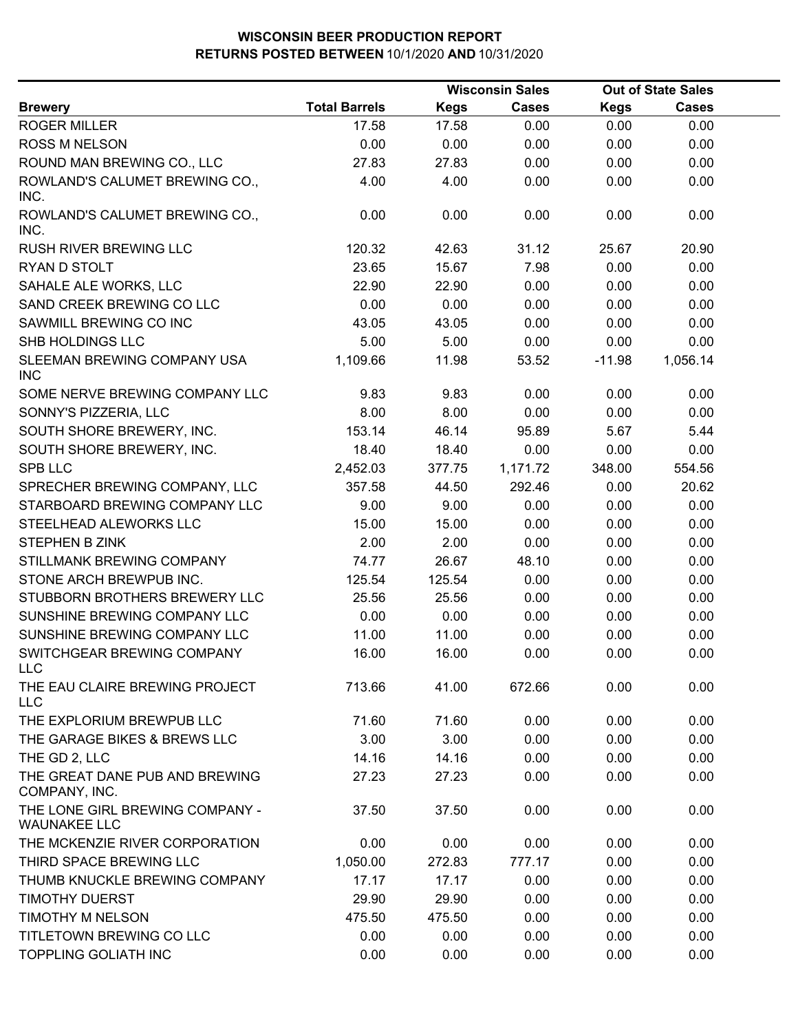# WISCONSIN BEER PRODUCTION REPORT

## RETURNS POSTED BETWEEN 10/1/2020 AND 10/31/2020

| | | Wisconsin Sales | | Out of State Sales | |
|---|---|---|---|---|---|
| **Brewery** | **Total Barrels** | **Kegs** | **Cases** | **Kegs** | **Cases** |
| ROGER MILLER | 17.58 | 17.58 | 0.00 | 0.00 | 0.00 |
| ROSS M NELSON | 0.00 | 0.00 | 0.00 | 0.00 | 0.00 |
| ROUND MAN BREWING CO., LLC | 27.83 | 27.83 | 0.00 | 0.00 | 0.00 |
| ROWLAND'S CALUMET BREWING CO., INC. | 4.00 | 4.00 | 0.00 | 0.00 | 0.00 |
| ROWLAND'S CALUMET BREWING CO., INC. | 0.00 | 0.00 | 0.00 | 0.00 | 0.00 |
| RUSH RIVER BREWING LLC | 120.32 | 42.63 | 31.12 | 25.67 | 20.90 |
| RYAN D STOLT | 23.65 | 15.67 | 7.98 | 0.00 | 0.00 |
| SAHALE ALE WORKS, LLC | 22.90 | 22.90 | 0.00 | 0.00 | 0.00 |
| SAND CREEK BREWING CO LLC | 0.00 | 0.00 | 0.00 | 0.00 | 0.00 |
| SAWMILL BREWING CO INC | 43.05 | 43.05 | 0.00 | 0.00 | 0.00 |
| SHB HOLDINGS LLC | 5.00 | 5.00 | 0.00 | 0.00 | 0.00 |
| SLEEMAN BREWING COMPANY USA INC | 1,109.66 | 11.98 | 53.52 | -11.98 | 1,056.14 |
| SOME NERVE BREWING COMPANY LLC | 9.83 | 9.83 | 0.00 | 0.00 | 0.00 |
| SONNY'S PIZZERIA, LLC | 8.00 | 8.00 | 0.00 | 0.00 | 0.00 |
| SOUTH SHORE BREWERY, INC. | 153.14 | 46.14 | 95.89 | 5.67 | 5.44 |
| SOUTH SHORE BREWERY, INC. | 18.40 | 18.40 | 0.00 | 0.00 | 0.00 |
| SPB LLC | 2,452.03 | 377.75 | 1,171.72 | 348.00 | 554.56 |
| SPRECHER BREWING COMPANY, LLC | 357.58 | 44.50 | 292.46 | 0.00 | 20.62 |
| STARBOARD BREWING COMPANY LLC | 9.00 | 9.00 | 0.00 | 0.00 | 0.00 |
| STEELHEAD ALEWORKS LLC | 15.00 | 15.00 | 0.00 | 0.00 | 0.00 |
| STEPHEN B ZINK | 2.00 | 2.00 | 0.00 | 0.00 | 0.00 |
| STILLMANK BREWING COMPANY | 74.77 | 26.67 | 48.10 | 0.00 | 0.00 |
| STONE ARCH BREWPUB INC. | 125.54 | 125.54 | 0.00 | 0.00 | 0.00 |
| STUBBORN BROTHERS BREWERY LLC | 25.56 | 25.56 | 0.00 | 0.00 | 0.00 |
| SUNSHINE BREWING COMPANY LLC | 0.00 | 0.00 | 0.00 | 0.00 | 0.00 |
| SUNSHINE BREWING COMPANY LLC | 11.00 | 11.00 | 0.00 | 0.00 | 0.00 |
| SWITCHGEAR BREWING COMPANY LLC | 16.00 | 16.00 | 0.00 | 0.00 | 0.00 |
| THE EAU CLAIRE BREWING PROJECT LLC | 713.66 | 41.00 | 672.66 | 0.00 | 0.00 |
| THE EXPLORIUM BREWPUB LLC | 71.60 | 71.60 | 0.00 | 0.00 | 0.00 |
| THE GARAGE BIKES & BREWS LLC | 3.00 | 3.00 | 0.00 | 0.00 | 0.00 |
| THE GD 2, LLC | 14.16 | 14.16 | 0.00 | 0.00 | 0.00 |
| THE GREAT DANE PUB AND BREWING COMPANY, INC. | 27.23 | 27.23 | 0.00 | 0.00 | 0.00 |
| THE LONE GIRL BREWING COMPANY - WAUNAKEE LLC | 37.50 | 37.50 | 0.00 | 0.00 | 0.00 |
| THE MCKENZIE RIVER CORPORATION | 0.00 | 0.00 | 0.00 | 0.00 | 0.00 |
| THIRD SPACE BREWING LLC | 1,050.00 | 272.83 | 777.17 | 0.00 | 0.00 |
| THUMB KNUCKLE BREWING COMPANY | 17.17 | 17.17 | 0.00 | 0.00 | 0.00 |
| TIMOTHY DUERST | 29.90 | 29.90 | 0.00 | 0.00 | 0.00 |
| TIMOTHY M NELSON | 475.50 | 475.50 | 0.00 | 0.00 | 0.00 |
| TITLETOWN BREWING CO LLC | 0.00 | 0.00 | 0.00 | 0.00 | 0.00 |
| TOPPLING GOLIATH INC | 0.00 | 0.00 | 0.00 | 0.00 | 0.00 |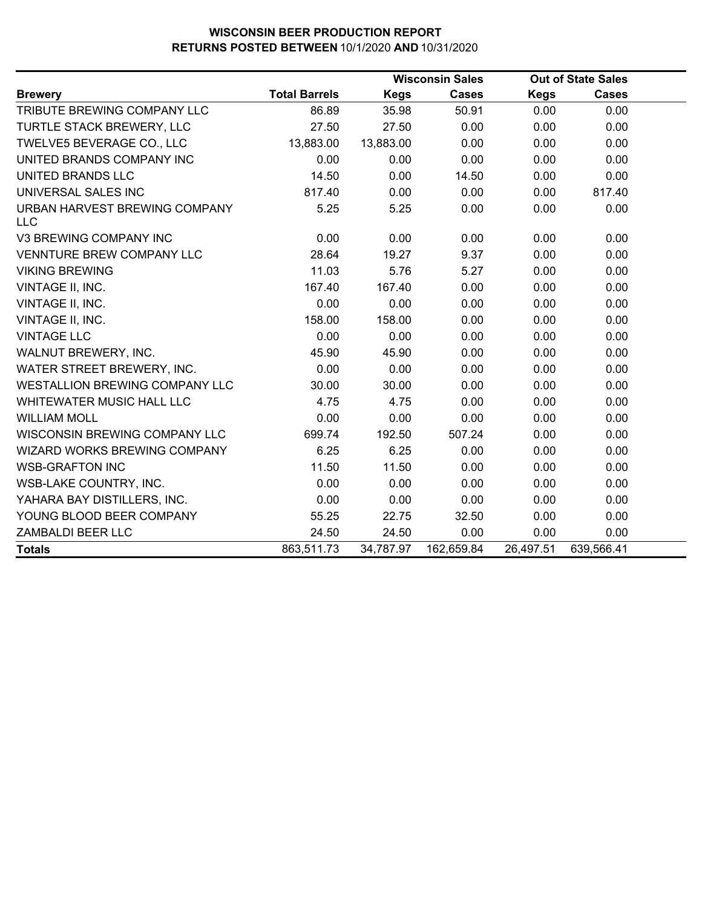**WISCONSIN BEER PRODUCTION REPORT**
**RETURNS POSTED BETWEEN** 10/1/2020 **AND** 10/31/2020

| | | Wisconsin Sales | | Out of State Sales | |
|---|---|---|---|---|---|
| **Brewery** | **Total Barrels** | **Kegs** | **Cases** | **Kegs** | **Cases** |
| TRIBUTE BREWING COMPANY LLC | 86.89 | 35.98 | 50.91 | 0.00 | 0.00 |
| TURTLE STACK BREWERY, LLC | 27.50 | 27.50 | 0.00 | 0.00 | 0.00 |
| TWELVE5 BEVERAGE CO., LLC | 13,883.00 | 13,883.00 | 0.00 | 0.00 | 0.00 |
| UNITED BRANDS COMPANY INC | 0.00 | 0.00 | 0.00 | 0.00 | 0.00 |
| UNITED BRANDS LLC | 14.50 | 0.00 | 14.50 | 0.00 | 0.00 |
| UNIVERSAL SALES INC | 817.40 | 0.00 | 0.00 | 0.00 | 817.40 |
| URBAN HARVEST BREWING COMPANY LLC | 5.25 | 5.25 | 0.00 | 0.00 | 0.00 |
| V3 BREWING COMPANY INC | 0.00 | 0.00 | 0.00 | 0.00 | 0.00 |
| VENNTURE BREW COMPANY LLC | 28.64 | 19.27 | 9.37 | 0.00 | 0.00 |
| VIKING BREWING | 11.03 | 5.76 | 5.27 | 0.00 | 0.00 |
| VINTAGE II, INC. | 167.40 | 167.40 | 0.00 | 0.00 | 0.00 |
| VINTAGE II, INC. | 0.00 | 0.00 | 0.00 | 0.00 | 0.00 |
| VINTAGE II, INC. | 158.00 | 158.00 | 0.00 | 0.00 | 0.00 |
| VINTAGE LLC | 0.00 | 0.00 | 0.00 | 0.00 | 0.00 |
| WALNUT BREWERY, INC. | 45.90 | 45.90 | 0.00 | 0.00 | 0.00 |
| WATER STREET BREWERY, INC. | 0.00 | 0.00 | 0.00 | 0.00 | 0.00 |
| WESTALLION BREWING COMPANY LLC | 30.00 | 30.00 | 0.00 | 0.00 | 0.00 |
| WHITEWATER MUSIC HALL LLC | 4.75 | 4.75 | 0.00 | 0.00 | 0.00 |
| WILLIAM MOLL | 0.00 | 0.00 | 0.00 | 0.00 | 0.00 |
| WISCONSIN BREWING COMPANY LLC | 699.74 | 192.50 | 507.24 | 0.00 | 0.00 |
| WIZARD WORKS BREWING COMPANY | 6.25 | 6.25 | 0.00 | 0.00 | 0.00 |
| WSB-GRAFTON INC | 11.50 | 11.50 | 0.00 | 0.00 | 0.00 |
| WSB-LAKE COUNTRY, INC. | 0.00 | 0.00 | 0.00 | 0.00 | 0.00 |
| YAHARA BAY DISTILLERS, INC. | 0.00 | 0.00 | 0.00 | 0.00 | 0.00 |
| YOUNG BLOOD BEER COMPANY | 55.25 | 22.75 | 32.50 | 0.00 | 0.00 |
| ZAMBALDI BEER LLC | 24.50 | 24.50 | 0.00 | 0.00 | 0.00 |
| **Totals** | 863,511.73 | 34,787.97 | 162,659.84 | 26,497.51 | 639,566.41 |